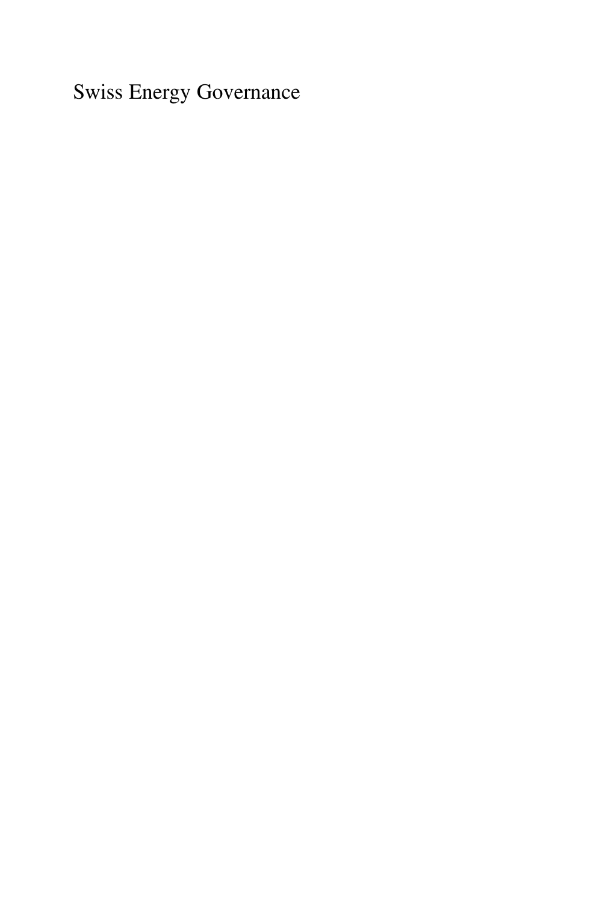Swiss Energy Governance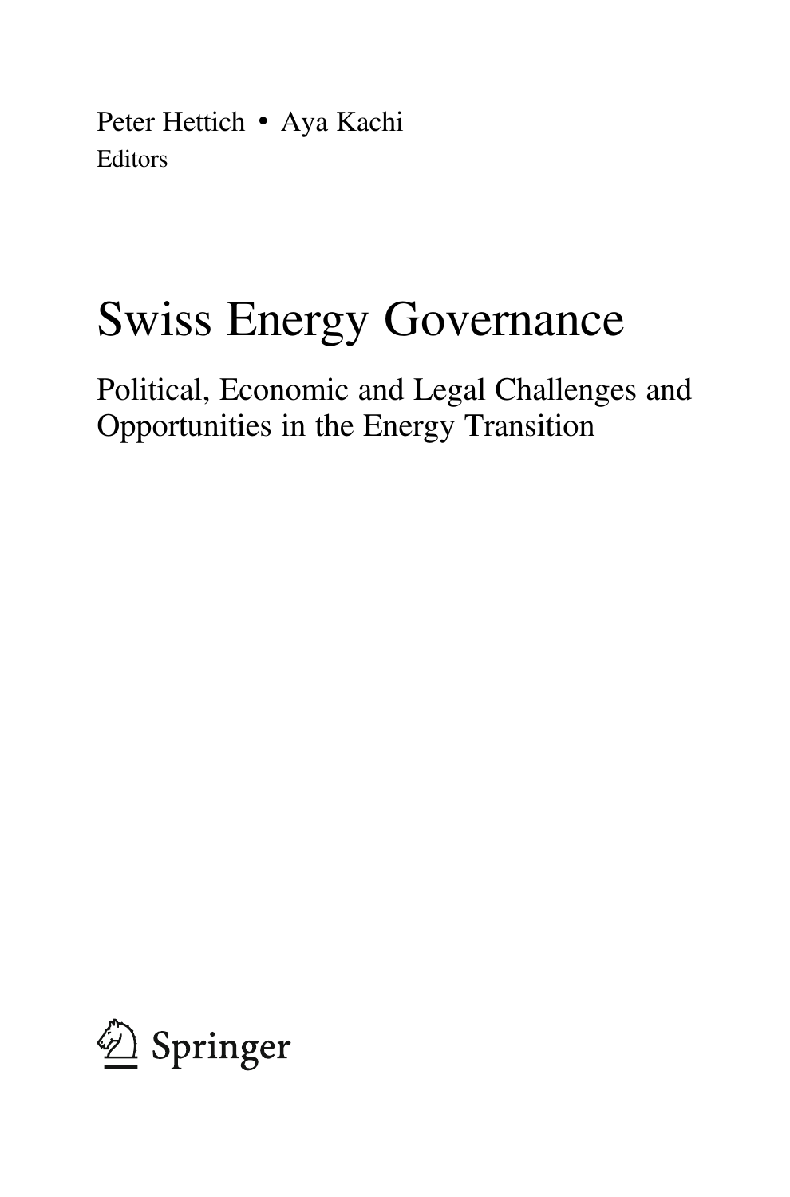Peter Hettich • Aya Kachi
Editors

# Swiss Energy Governance

## Political, Economic and Legal Challenges and Opportunities in the Energy Transition

Springer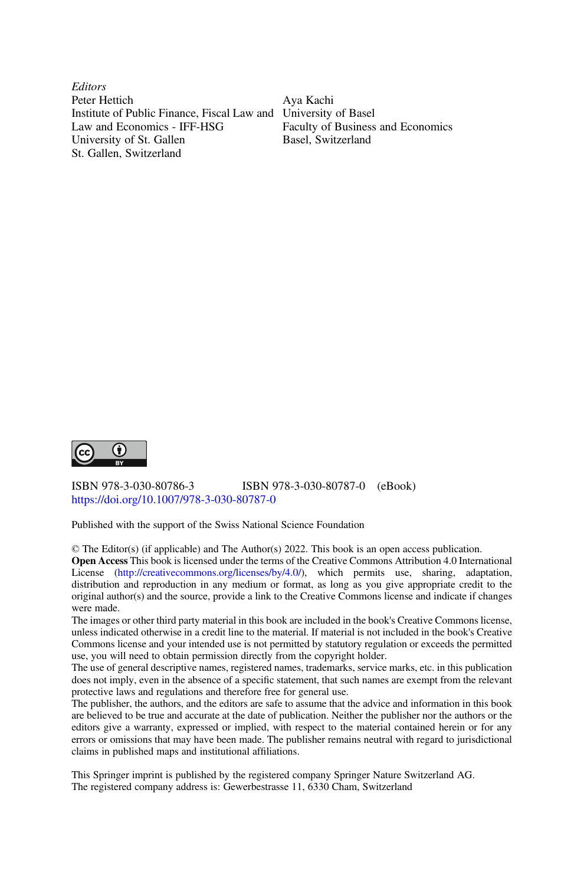*Editors*

Peter Hettich
Institute of Public Finance, Fiscal Law and Law and Economics - IFF-HSG
University of St. Gallen
St. Gallen, Switzerland

Aya Kachi
University of Basel
Faculty of Business and Economics
Basel, Switzerland

ISBN 978-3-030-80786-3 ISBN 978-3-030-80787-0 (eBook)
https://doi.org/10.1007/978-3-030-80787-0

Published with the support of the Swiss National Science Foundation

© The Editor(s) (if applicable) and The Author(s) 2022. This book is an open access publication.
**Open Access** This book is licensed under the terms of the Creative Commons Attribution 4.0 International License (http://creativecommons.org/licenses/by/4.0/), which permits use, sharing, adaptation, distribution and reproduction in any medium or format, as long as you give appropriate credit to the original author(s) and the source, provide a link to the Creative Commons license and indicate if changes were made.
The images or other third party material in this book are included in the book's Creative Commons license, unless indicated otherwise in a credit line to the material. If material is not included in the book's Creative Commons license and your intended use is not permitted by statutory regulation or exceeds the permitted use, you will need to obtain permission directly from the copyright holder.
The use of general descriptive names, registered names, trademarks, service marks, etc. in this publication does not imply, even in the absence of a specific statement, that such names are exempt from the relevant protective laws and regulations and therefore free for general use.
The publisher, the authors, and the editors are safe to assume that the advice and information in this book are believed to be true and accurate at the date of publication. Neither the publisher nor the authors or the editors give a warranty, expressed or implied, with respect to the material contained herein or for any errors or omissions that may have been made. The publisher remains neutral with regard to jurisdictional claims in published maps and institutional affiliations.

This Springer imprint is published by the registered company Springer Nature Switzerland AG.
The registered company address is: Gewerbestrasse 11, 6330 Cham, Switzerland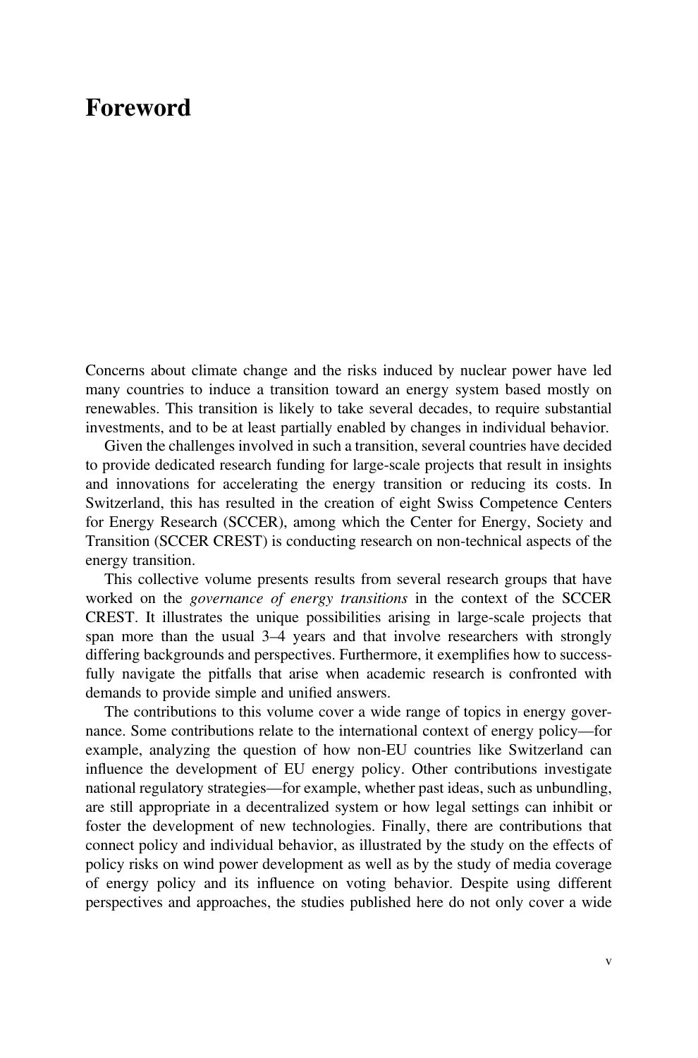# Foreword

Concerns about climate change and the risks induced by nuclear power have led many countries to induce a transition toward an energy system based mostly on renewables. This transition is likely to take several decades, to require substantial investments, and to be at least partially enabled by changes in individual behavior.

Given the challenges involved in such a transition, several countries have decided to provide dedicated research funding for large-scale projects that result in insights and innovations for accelerating the energy transition or reducing its costs. In Switzerland, this has resulted in the creation of eight Swiss Competence Centers for Energy Research (SCCER), among which the Center for Energy, Society and Transition (SCCER CREST) is conducting research on non-technical aspects of the energy transition.

This collective volume presents results from several research groups that have worked on the *governance of energy transitions* in the context of the SCCER CREST. It illustrates the unique possibilities arising in large-scale projects that span more than the usual 3–4 years and that involve researchers with strongly differing backgrounds and perspectives. Furthermore, it exemplifies how to successfully navigate the pitfalls that arise when academic research is confronted with demands to provide simple and unified answers.

The contributions to this volume cover a wide range of topics in energy governance. Some contributions relate to the international context of energy policy—for example, analyzing the question of how non-EU countries like Switzerland can influence the development of EU energy policy. Other contributions investigate national regulatory strategies—for example, whether past ideas, such as unbundling, are still appropriate in a decentralized system or how legal settings can inhibit or foster the development of new technologies. Finally, there are contributions that connect policy and individual behavior, as illustrated by the study on the effects of policy risks on wind power development as well as by the study of media coverage of energy policy and its influence on voting behavior. Despite using different perspectives and approaches, the studies published here do not only cover a wide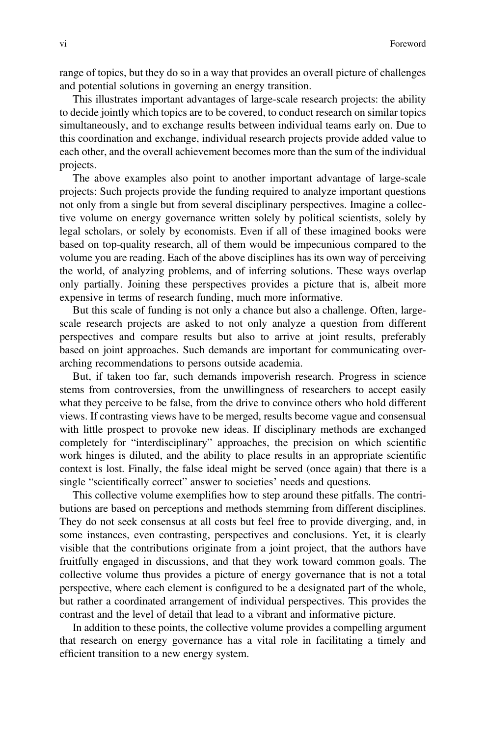range of topics, but they do so in a way that provides an overall picture of challenges and potential solutions in governing an energy transition.

This illustrates important advantages of large-scale research projects: the ability to decide jointly which topics are to be covered, to conduct research on similar topics simultaneously, and to exchange results between individual teams early on. Due to this coordination and exchange, individual research projects provide added value to each other, and the overall achievement becomes more than the sum of the individual projects.

The above examples also point to another important advantage of large-scale projects: Such projects provide the funding required to analyze important questions not only from a single but from several disciplinary perspectives. Imagine a collective volume on energy governance written solely by political scientists, solely by legal scholars, or solely by economists. Even if all of these imagined books were based on top-quality research, all of them would be impecunious compared to the volume you are reading. Each of the above disciplines has its own way of perceiving the world, of analyzing problems, and of inferring solutions. These ways overlap only partially. Joining these perspectives provides a picture that is, albeit more expensive in terms of research funding, much more informative.

But this scale of funding is not only a chance but also a challenge. Often, large-scale research projects are asked to not only analyze a question from different perspectives and compare results but also to arrive at joint results, preferably based on joint approaches. Such demands are important for communicating overarching recommendations to persons outside academia.

But, if taken too far, such demands impoverish research. Progress in science stems from controversies, from the unwillingness of researchers to accept easily what they perceive to be false, from the drive to convince others who hold different views. If contrasting views have to be merged, results become vague and consensual with little prospect to provoke new ideas. If disciplinary methods are exchanged completely for "interdisciplinary" approaches, the precision on which scientific work hinges is diluted, and the ability to place results in an appropriate scientific context is lost. Finally, the false ideal might be served (once again) that there is a single "scientifically correct" answer to societies' needs and questions.

This collective volume exemplifies how to step around these pitfalls. The contributions are based on perceptions and methods stemming from different disciplines. They do not seek consensus at all costs but feel free to provide diverging, and, in some instances, even contrasting, perspectives and conclusions. Yet, it is clearly visible that the contributions originate from a joint project, that the authors have fruitfully engaged in discussions, and that they work toward common goals. The collective volume thus provides a picture of energy governance that is not a total perspective, where each element is configured to be a designated part of the whole, but rather a coordinated arrangement of individual perspectives. This provides the contrast and the level of detail that lead to a vibrant and informative picture.

In addition to these points, the collective volume provides a compelling argument that research on energy governance has a vital role in facilitating a timely and efficient transition to a new energy system.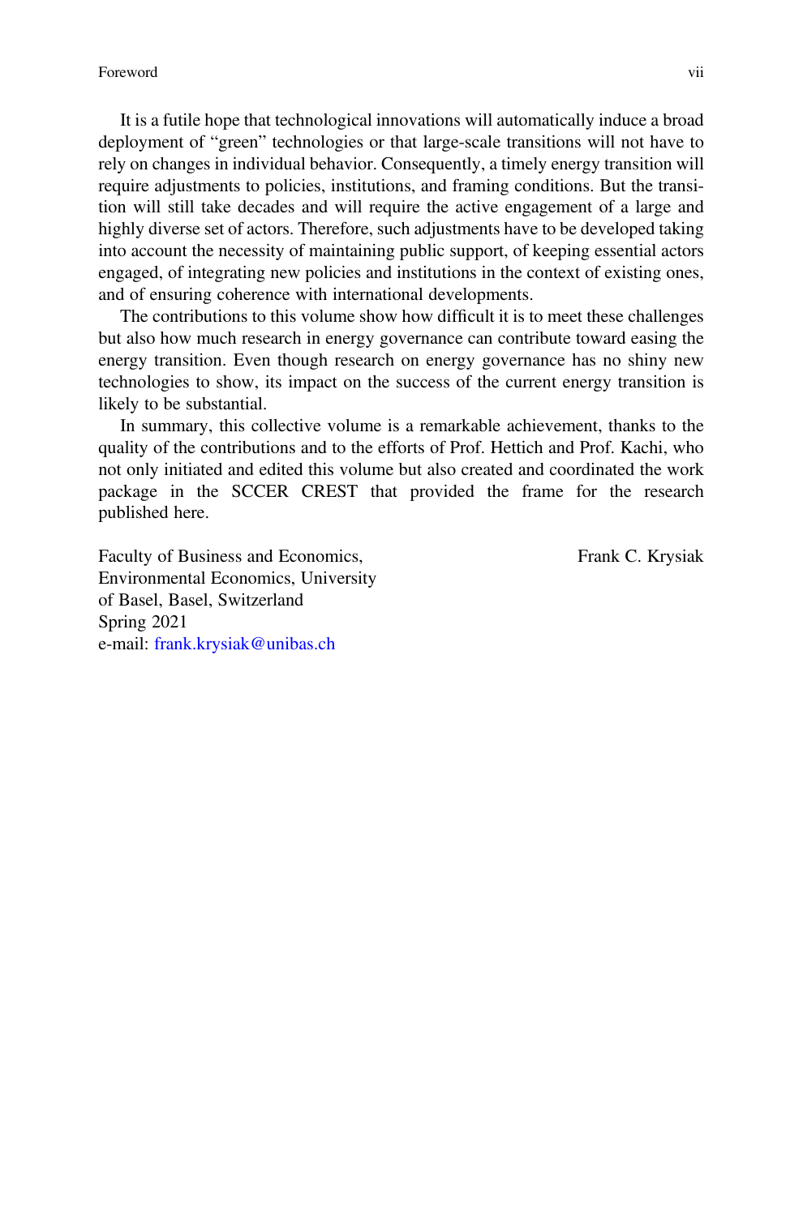It is a futile hope that technological innovations will automatically induce a broad deployment of "green" technologies or that large-scale transitions will not have to rely on changes in individual behavior. Consequently, a timely energy transition will require adjustments to policies, institutions, and framing conditions. But the transition will still take decades and will require the active engagement of a large and highly diverse set of actors. Therefore, such adjustments have to be developed taking into account the necessity of maintaining public support, of keeping essential actors engaged, of integrating new policies and institutions in the context of existing ones, and of ensuring coherence with international developments.

The contributions to this volume show how difficult it is to meet these challenges but also how much research in energy governance can contribute toward easing the energy transition. Even though research on energy governance has no shiny new technologies to show, its impact on the success of the current energy transition is likely to be substantial.

In summary, this collective volume is a remarkable achievement, thanks to the quality of the contributions and to the efforts of Prof. Hettich and Prof. Kachi, who not only initiated and edited this volume but also created and coordinated the work package in the SCCER CREST that provided the frame for the research published here.

Faculty of Business and Economics,
Environmental Economics, University
of Basel, Basel, Switzerland
Spring 2021
e-mail: frank.krysiak@unibas.ch

Frank C. Krysiak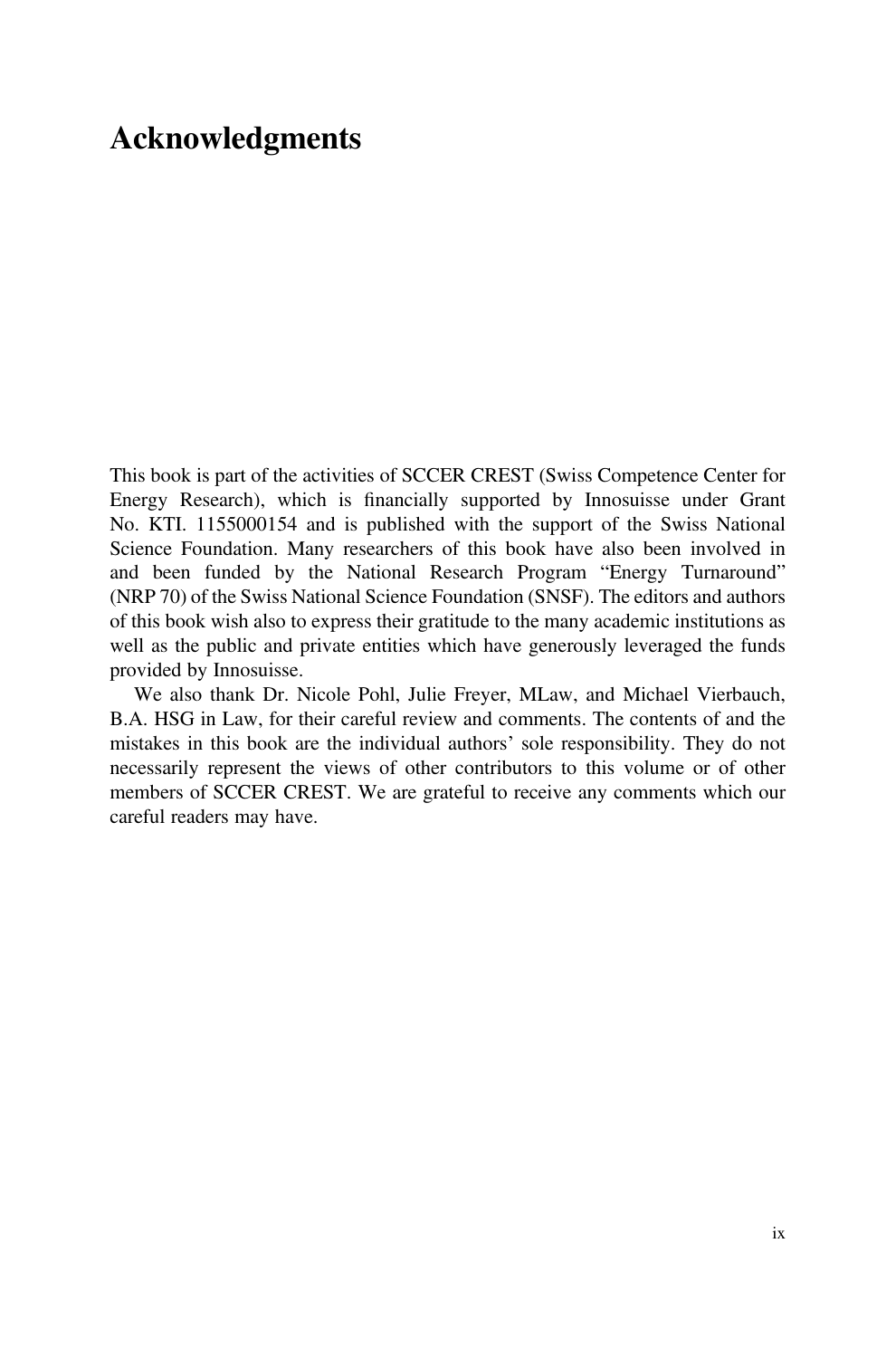# Acknowledgments

This book is part of the activities of SCCER CREST (Swiss Competence Center for Energy Research), which is financially supported by Innosuisse under Grant No. KTI. 1155000154 and is published with the support of the Swiss National Science Foundation. Many researchers of this book have also been involved in and been funded by the National Research Program "Energy Turnaround" (NRP 70) of the Swiss National Science Foundation (SNSF). The editors and authors of this book wish also to express their gratitude to the many academic institutions as well as the public and private entities which have generously leveraged the funds provided by Innosuisse.

We also thank Dr. Nicole Pohl, Julie Freyer, MLaw, and Michael Vierbauch, B.A. HSG in Law, for their careful review and comments. The contents of and the mistakes in this book are the individual authors' sole responsibility. They do not necessarily represent the views of other contributors to this volume or of other members of SCCER CREST. We are grateful to receive any comments which our careful readers may have.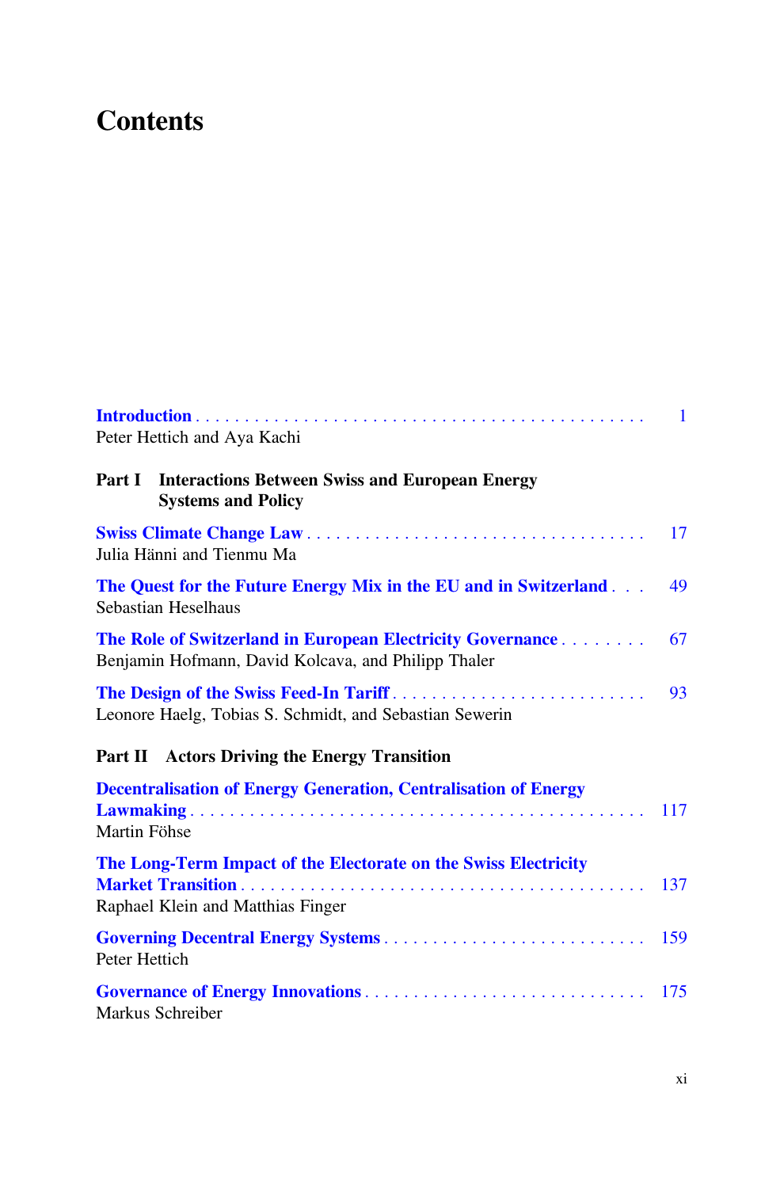# Contents

**Introduction** . . . . . . . . . . . . . . . . . . . . . . . . . . . . . . . . . . . . . . . . . . . . . . . 1
Peter Hettich and Aya Kachi

**Part I Interactions Between Swiss and European Energy Systems and Policy**

**Swiss Climate Change Law** . . . . . . . . . . . . . . . . . . . . . . . . . . . . . . . . . . . 17
Julia Hänni and Tienmu Ma

**The Quest for the Future Energy Mix in the EU and in Switzerland** . . . 49
Sebastian Heselhaus

**The Role of Switzerland in European Electricity Governance** . . . . . . . . . 67
Benjamin Hofmann, David Kolcava, and Philipp Thaler

**The Design of the Swiss Feed-In Tariff** . . . . . . . . . . . . . . . . . . . . . . . . . . 93
Leonore Haelg, Tobias S. Schmidt, and Sebastian Sewerin

**Part II Actors Driving the Energy Transition**

**Decentralisation of Energy Generation, Centralisation of Energy Lawmaking** . . . . . . . . . . . . . . . . . . . . . . . . . . . . . . . . . . . . . . . . . . . . . . . 117
Martin Föhse

**The Long-Term Impact of the Electorate on the Swiss Electricity Market Transition** . . . . . . . . . . . . . . . . . . . . . . . . . . . . . . . . . . . . . . . . . 137
Raphael Klein and Matthias Finger

**Governing Decentral Energy Systems** . . . . . . . . . . . . . . . . . . . . . . . . . . . 159
Peter Hettich

**Governance of Energy Innovations** . . . . . . . . . . . . . . . . . . . . . . . . . . . . 175
Markus Schreiber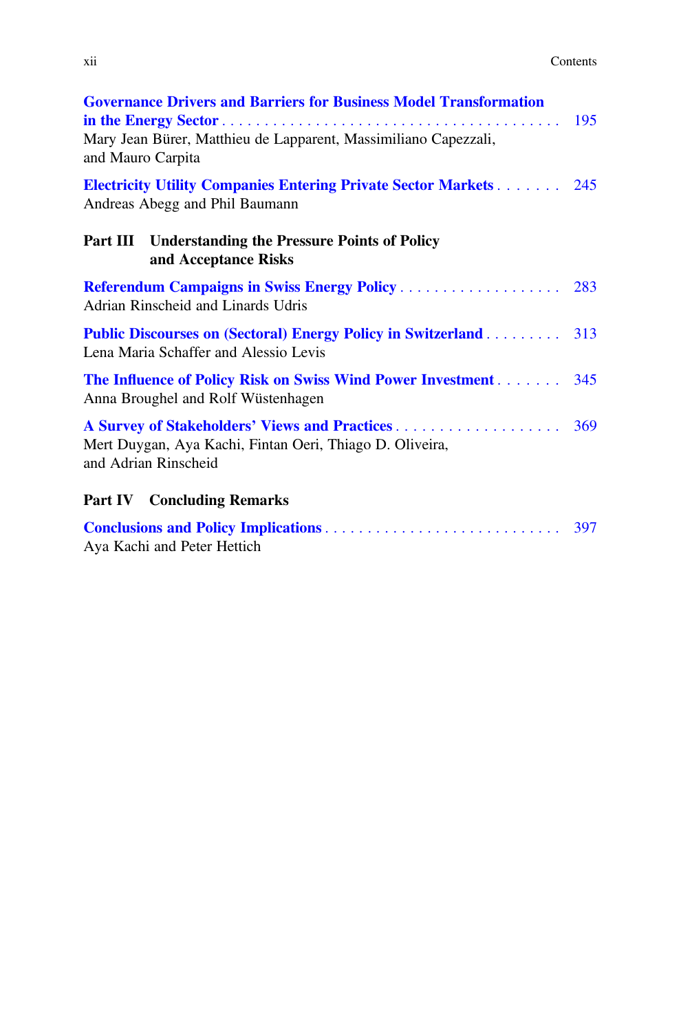**Governance Drivers and Barriers for Business Model Transformation in the Energy Sector** . . . . . . . . . . . . . . . . . . . . . . . . . . . . . . . . . . . . . . . . . 195
Mary Jean Bürer, Matthieu de Lapparent, Massimiliano Capezzali, and Mauro Carpita

**Electricity Utility Companies Entering Private Sector Markets** . . . . . . . 245
Andreas Abegg and Phil Baumann

## Part III Understanding the Pressure Points of Policy and Acceptance Risks

**Referendum Campaigns in Swiss Energy Policy** . . . . . . . . . . . . . . . . . . . 283
Adrian Rinscheid and Linards Udris

**Public Discourses on (Sectoral) Energy Policy in Switzerland** . . . . . . . . . 313
Lena Maria Schaffer and Alessio Levis

**The Influence of Policy Risk on Swiss Wind Power Investment** . . . . . . . 345
Anna Broughel and Rolf Wüstenhagen

**A Survey of Stakeholders' Views and Practices** . . . . . . . . . . . . . . . . . . . 369
Mert Duygan, Aya Kachi, Fintan Oeri, Thiago D. Oliveira, and Adrian Rinscheid

## Part IV Concluding Remarks

**Conclusions and Policy Implications** . . . . . . . . . . . . . . . . . . . . . . . . . . . . 397
Aya Kachi and Peter Hettich